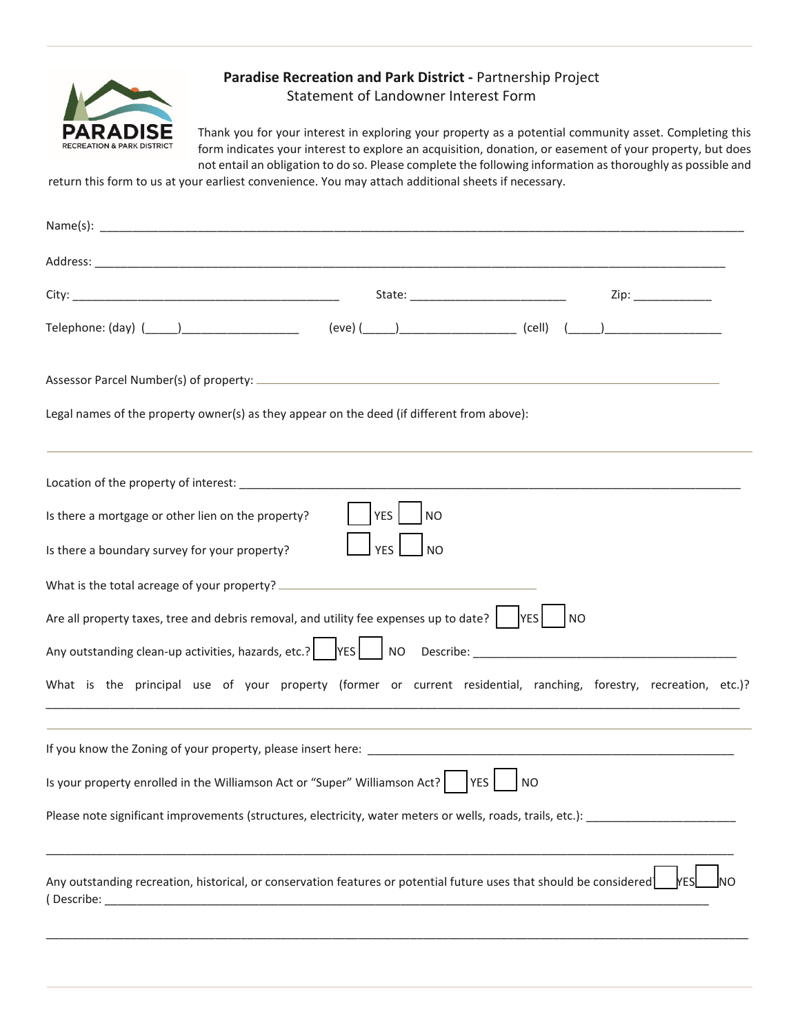**Paradise Recreation and Park District -** Partnership Project
Statement of Landowner Interest Form

Thank you for your interest in exploring your property as a potential community asset. Completing this form indicates your interest to explore an acquisition, donation, or easement of your property, but does not entail an obligation to do so. Please complete the following information as thoroughly as possible and return this form to us at your earliest convenience. You may attach additional sheets if necessary.

Name(s): ______________________________________________________________________________

Address: ______________________________________________________________________________

City: ________________________________ State: ____________________ Zip: ___________

Telephone: (day) (_____)_________________ (eve) (_____)_________________ (cell) (_____)_________________

Assessor Parcel Number(s) of property: ____________________________________________________

Legal names of the property owner(s) as they appear on the deed (if different from above):

---

Location of the property of interest: ________________________________________________________

Is there a mortgage or other lien on the property? ☐ YES ☐ NO

Is there a boundary survey for your property? ☐ YES ☐ NO

What is the total acreage of your property? ____________________________

Are all property taxes, tree and debris removal, and utility fee expenses up to date? ☐ YES ☐ NO

Any outstanding clean-up activities, hazards, etc.? ☐ YES ☐ NO Describe: ______________________________

What is the principal use of your property (former or current residential, ranching, forestry, recreation, etc.)? ______________________________________________________________________________

---

If you know the Zoning of your property, please insert here: ______________________________________

Is your property enrolled in the Williamson Act or "Super" Williamson Act? ☐ YES ☐ NO

Please note significant improvements (structures, electricity, water meters or wells, roads, trails, etc.): ______________________

______________________________________________________________________________

Any outstanding recreation, historical, or conservation features or potential future uses that should be considered? ☐ YES ☐ NO
( Describe: ______________________________________________________________________________

______________________________________________________________________________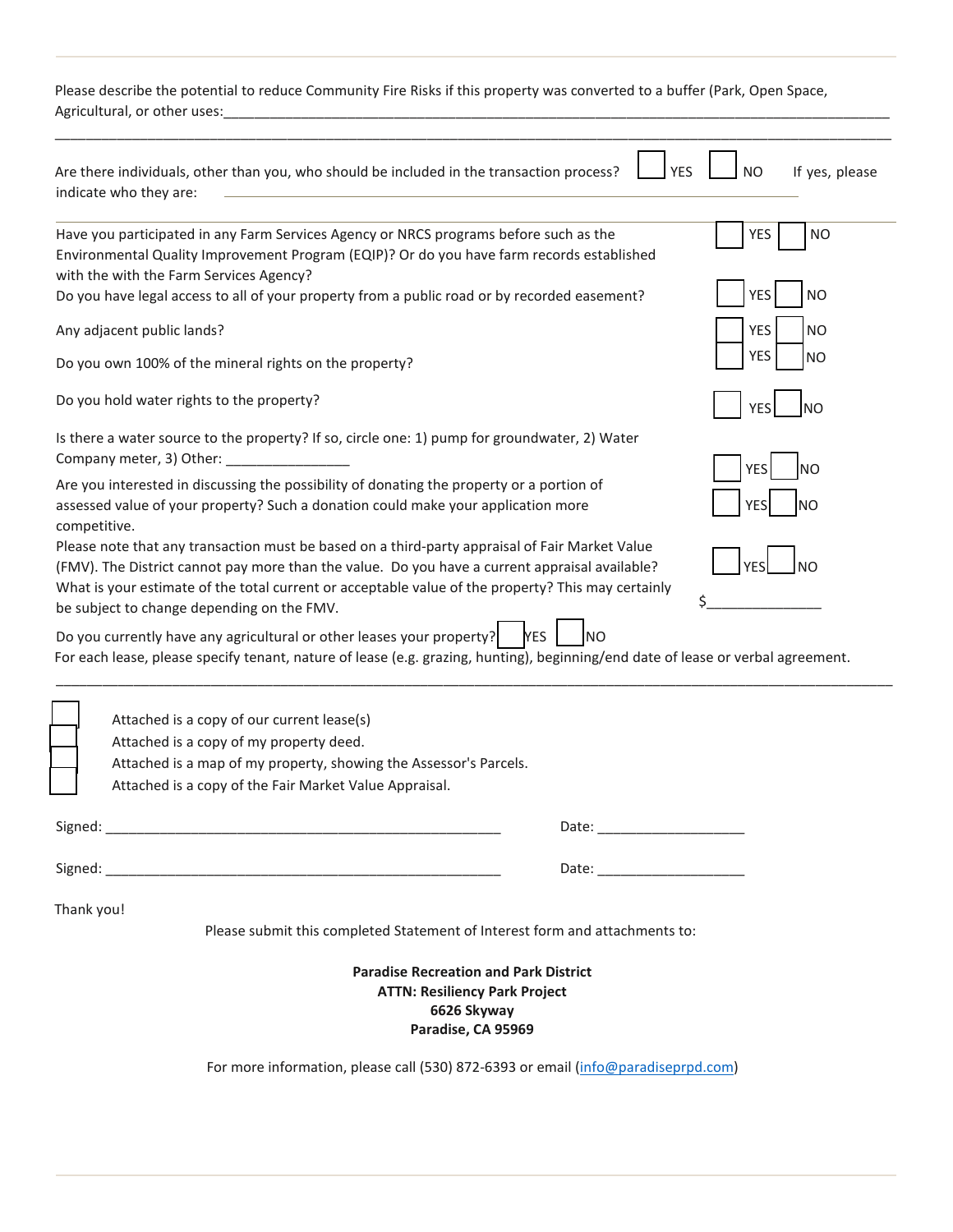Please describe the potential to reduce Community Fire Risks if this property was converted to a buffer (Park, Open Space, Agricultural, or other uses:_______________________________________________________________________________

_____________________________________________________________________________________________________

Are there individuals, other than you, who should be included in the transaction process? ☐ YES ☐ NO If yes, please indicate who they are: _______________________________________________

Have you participated in any Farm Services Agency or NRCS programs before such as the Environmental Quality Improvement Program (EQIP)? Or do you have farm records established with the with the Farm Services Agency? ☐ YES ☐ NO

Do you have legal access to all of your property from a public road or by recorded easement? ☐ YES ☐ NO

Any adjacent public lands? ☐ YES ☐ NO

Do you own 100% of the mineral rights on the property? ☐ YES ☐ NO

Do you hold water rights to the property? ☐ YES ☐ NO

Is there a water source to the property? If so, circle one: 1) pump for groundwater, 2) Water Company meter, 3) Other: ________________ ☐ YES ☐ NO

Are you interested in discussing the possibility of donating the property or a portion of assessed value of your property? Such a donation could make your application more competitive. ☐ YES ☐ NO

Please note that any transaction must be based on a third-party appraisal of Fair Market Value (FMV). The District cannot pay more than the value. Do you have a current appraisal available? ☐ YES ☐ NO

What is your estimate of the total current or acceptable value of the property? This may certainly be subject to change depending on the FMV. $_______________

Do you currently have any agricultural or other leases your property? ☐ YES ☐ NO

For each lease, please specify tenant, nature of lease (e.g. grazing, hunting), beginning/end date of lease or verbal agreement.

_____________________________________________________________________________________________________

☐ Attached is a copy of our current lease(s)
☐ Attached is a copy of my property deed.
☐ Attached is a map of my property, showing the Assessor's Parcels.
☐ Attached is a copy of the Fair Market Value Appraisal.

Signed: ___________________________________________________ Date: ___________________

Signed: ___________________________________________________ Date: ___________________

Thank you!

Please submit this completed Statement of Interest form and attachments to:

**Paradise Recreation and Park District**
**ATTN: Resiliency Park Project**
**6626 Skyway**
**Paradise, CA 95969**

For more information, please call (530) 872-6393 or email (info@paradiseprpd.com)